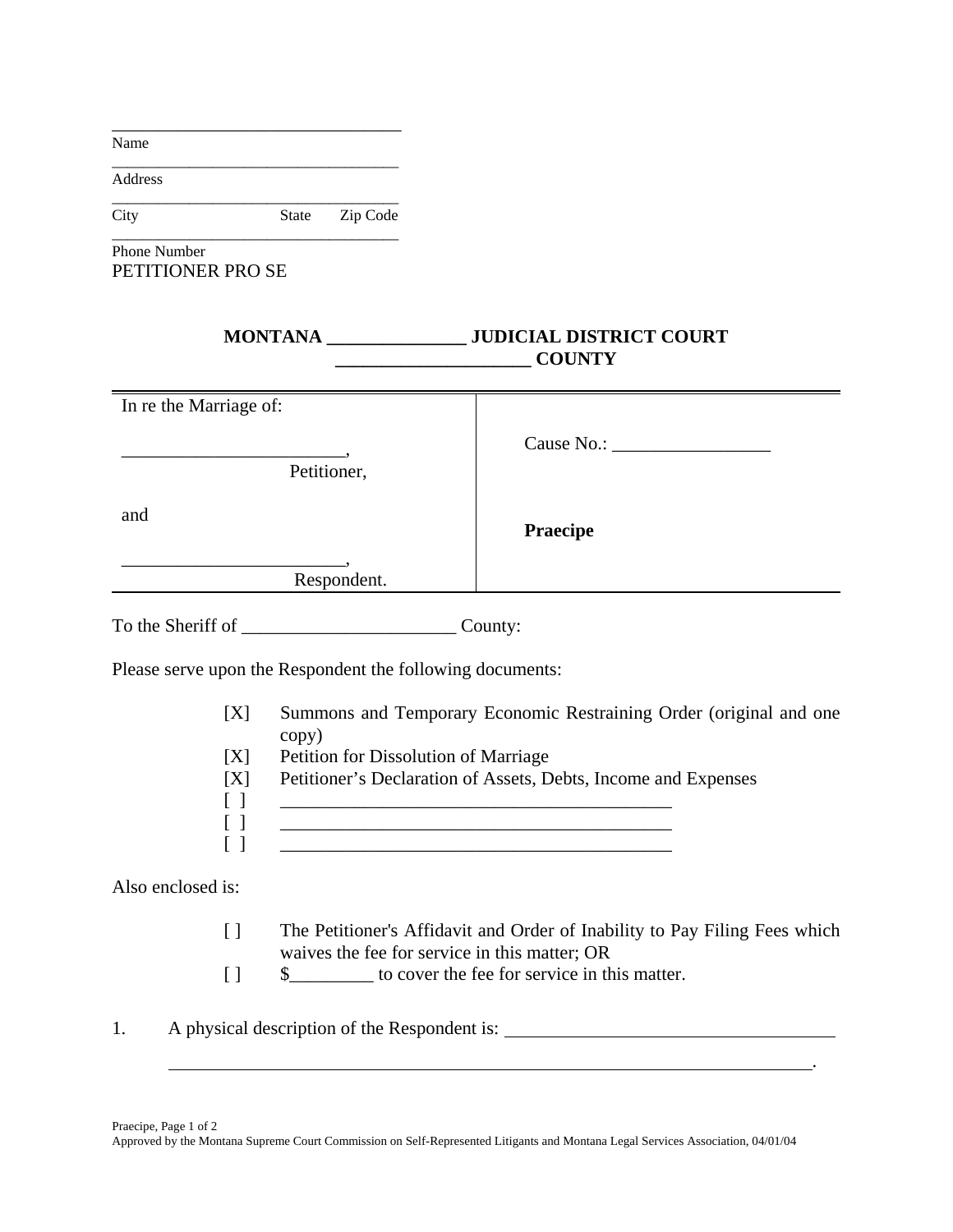_______________________________
Name

_______________________________
Address

_______________________________
City State Zip Code

_______________________________
Phone Number

PETITIONER PRO SE

**MONTANA _______________ JUDICIAL DISTRICT COURT**
**_____________________ COUNTY**

| In re the Marriage of: | |
|---|---|
| ________________________, Petitioner, | Cause No.: _________________ |
| and | **Praecipe** |
| ________________________, Respondent. | |

To the Sheriff of _______________________ County:

Please serve upon the Respondent the following documents:

[X] Summons and Temporary Economic Restraining Order (original and one copy)
[X] Petition for Dissolution of Marriage
[X] Petitioner's Declaration of Assets, Debts, Income and Expenses
[ ] ____________________________________________
[ ] ____________________________________________
[ ] ____________________________________________

Also enclosed is:

[ ] The Petitioner's Affidavit and Order of Inability to Pay Filing Fees which waives the fee for service in this matter; OR
[ ] $_________ to cover the fee for service in this matter.

1. A physical description of the Respondent is: ____________________________________
_____________________________________________________________________________.

Approved by the Montana Supreme Court Commission on Self-Represented Litigants and Montana Legal Services Association, 04/01/04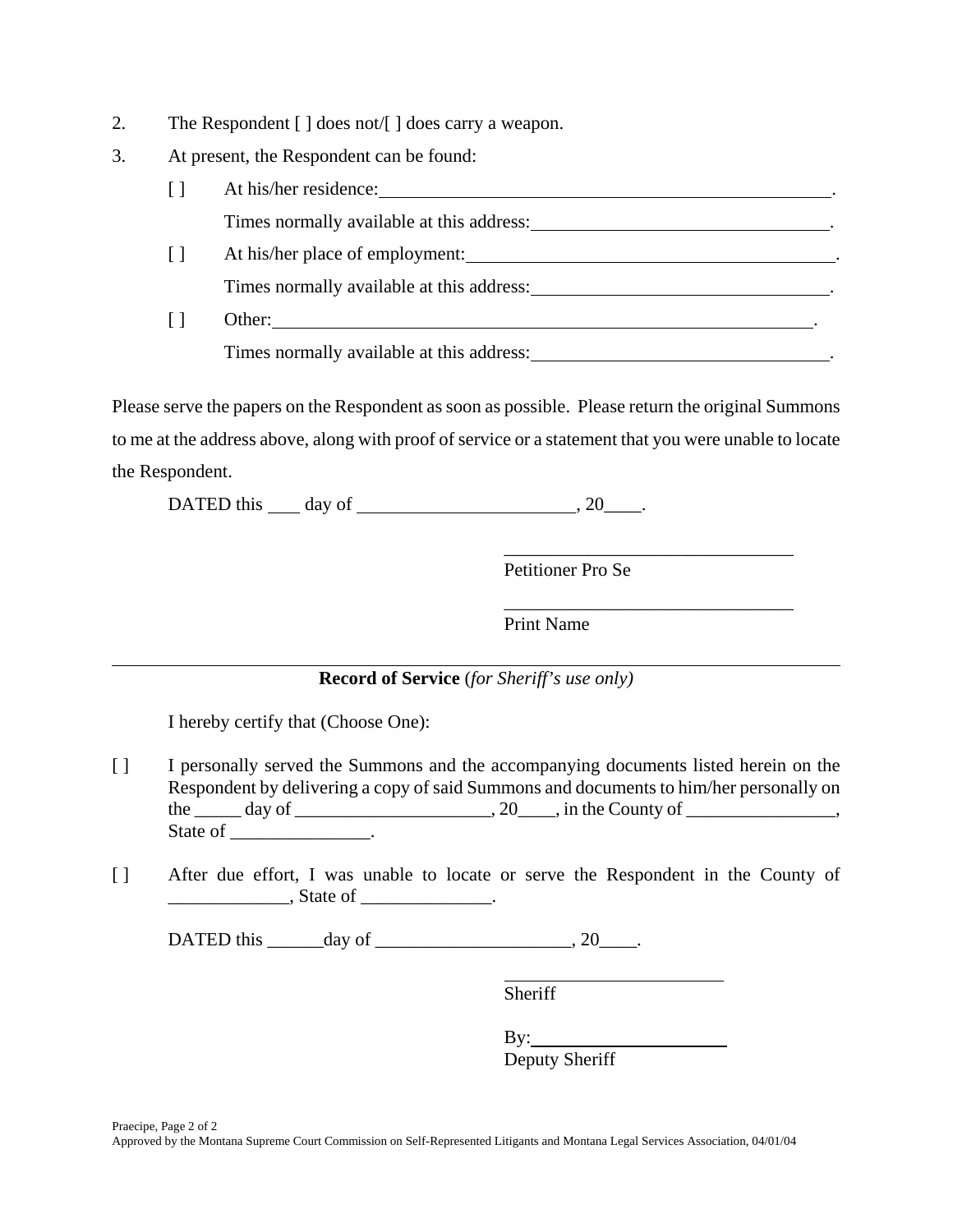2. The Respondent [ ] does not/[ ] does carry a weapon.

3. At present, the Respondent can be found:

   [ ] At his/her residence:\_\_\_\_\_\_\_\_\_\_\_\_\_\_\_\_\_\_\_\_\_\_\_\_\_\_\_\_\_\_\_\_\_\_\_\_\_\_\_\_\_\_\_\_\_\_\_\_\_\_.

   Times normally available at this address:\_\_\_\_\_\_\_\_\_\_\_\_\_\_\_\_\_\_\_\_\_\_\_\_\_\_\_\_\_\_\_\_\_.

   [ ] At his/her place of employment:\_\_\_\_\_\_\_\_\_\_\_\_\_\_\_\_\_\_\_\_\_\_\_\_\_\_\_\_\_\_\_\_\_\_\_\_\_\_\_\_\_.

   Times normally available at this address:\_\_\_\_\_\_\_\_\_\_\_\_\_\_\_\_\_\_\_\_\_\_\_\_\_\_\_\_\_\_\_\_\_.

   [ ] Other:\_\_\_\_\_\_\_\_\_\_\_\_\_\_\_\_\_\_\_\_\_\_\_\_\_\_\_\_\_\_\_\_\_\_\_\_\_\_\_\_\_\_\_\_\_\_\_\_\_\_\_\_\_\_\_\_\_\_\_\_\_\_.

   Times normally available at this address:\_\_\_\_\_\_\_\_\_\_\_\_\_\_\_\_\_\_\_\_\_\_\_\_\_\_\_\_\_\_\_\_\_.

Please serve the papers on the Respondent as soon as possible. Please return the original Summons to me at the address above, along with proof of service or a statement that you were unable to locate the Respondent.

DATED this \_\_\_\_ day of \_\_\_\_\_\_\_\_\_\_\_\_\_\_\_\_\_\_\_\_\_\_\_\_, 20\_\_\_\_.

\_\_\_\_\_\_\_\_\_\_\_\_\_\_\_\_\_\_\_\_\_\_\_\_\_\_\_\_\_\_\_\_
Petitioner Pro Se

\_\_\_\_\_\_\_\_\_\_\_\_\_\_\_\_\_\_\_\_\_\_\_\_\_\_\_\_\_\_\_\_
Print Name

---

**Record of Service** (*for Sheriff's use only)*

I hereby certify that (Choose One):

[ ] I personally served the Summons and the accompanying documents listed herein on the Respondent by delivering a copy of said Summons and documents to him/her personally on the \_\_\_\_\_ day of \_\_\_\_\_\_\_\_\_\_\_\_\_\_\_\_\_\_\_\_\_, 20\_\_\_\_, in the County of \_\_\_\_\_\_\_\_\_\_\_\_\_\_\_\_, State of \_\_\_\_\_\_\_\_\_\_\_\_\_\_\_.

[ ] After due effort, I was unable to locate or serve the Respondent in the County of \_\_\_\_\_\_\_\_\_\_\_\_\_, State of \_\_\_\_\_\_\_\_\_\_\_\_\_\_.

DATED this \_\_\_\_\_\_day of \_\_\_\_\_\_\_\_\_\_\_\_\_\_\_\_\_\_\_\_\_, 20\_\_\_\_.

\_\_\_\_\_\_\_\_\_\_\_\_\_\_\_\_\_\_\_\_\_\_\_\_
Sheriff

By:\_\_\_\_\_\_\_\_\_\_\_\_\_\_\_\_\_\_\_\_\_\_
Deputy Sheriff

Approved by the Montana Supreme Court Commission on Self-Represented Litigants and Montana Legal Services Association, 04/01/04